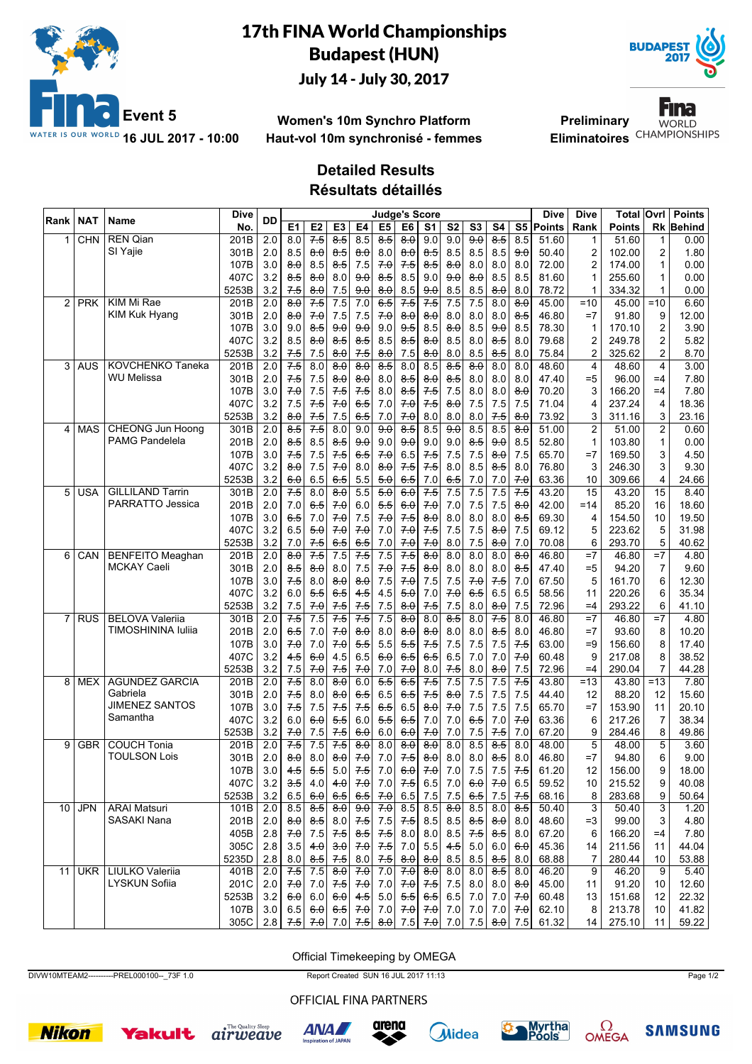# 17th FINA World Championships
# Budapest (HUN)
## July 14 - July 30, 2017

**Event 5** **16 JUL 2017 - 10:00**

**Women's 10m Synchro Platform**
**Haut-vol 10m synchronisé - femmes**

**Preliminary**
**Eliminatoires**

## Detailed Results
## Résultats détaillés

| Rank | NAT | Name | Dive No. | DD | E1 | E2 | E3 | E4 | E5 | E6 | S1 | S2 | S3 | S4 | S5 | Dive Points | Dive Rank | Total Points | Ovrl Rk | Points Behind |
|---|---|---|---|---|---|---|---|---|---|---|---|---|---|---|---|---|---|---|---|---|
| 1 | CHN | REN Qian | 201B | 2.0 | 8.0 | 7.5 | 8.5 | 8.5 | 8.5 | 8.0 | 9.0 | 9.0 | 9.0 | 8.5 | 8.5 | 51.60 | 1 | 51.60 | 1 | 0.00 |
| | | SI Yajie | 301B | 2.0 | 8.5 | 8.0 | 8.5 | 8.0 | 8.0 | 8.0 | 8.5 | 8.5 | 8.5 | 8.5 | 9.0 | 50.40 | 2 | 102.00 | 2 | 1.80 |
| | | | 107B | 3.0 | 8.0 | 8.5 | 8.5 | 7.5 | 7.0 | 7.5 | 8.5 | 8.0 | 8.0 | 8.0 | 8.0 | 72.00 | 2 | 174.00 | 1 | 0.00 |
| | | | 407C | 3.2 | 8.5 | 8.0 | 8.0 | 9.0 | 8.5 | 8.5 | 9.0 | 9.0 | 8.0 | 8.5 | 8.5 | 81.60 | 1 | 255.60 | 1 | 0.00 |
| | | | 5253B | 3.2 | 7.5 | 8.0 | 7.5 | 9.0 | 8.0 | 8.5 | 9.0 | 8.5 | 8.5 | 8.0 | 8.0 | 78.72 | 1 | 334.32 | 1 | 0.00 |
| 2 | PRK | KIM Mi Rae | 201B | 2.0 | 8.0 | 7.5 | 7.5 | 7.0 | 6.5 | 7.5 | 7.5 | 7.5 | 7.5 | 8.0 | 8.0 | 45.00 | =10 | 45.00 | =10 | 6.60 |
| | | KIM Kuk Hyang | 301B | 2.0 | 8.0 | 7.0 | 7.5 | 7.5 | 7.0 | 8.0 | 8.0 | 8.0 | 8.0 | 8.0 | 8.5 | 46.80 | =7 | 91.80 | 9 | 12.00 |
| | | | 107B | 3.0 | 9.0 | 8.5 | 9.0 | 9.0 | 9.0 | 9.5 | 8.5 | 8.0 | 8.5 | 9.0 | 8.5 | 78.30 | 1 | 170.10 | 2 | 3.90 |
| | | | 407C | 3.2 | 8.5 | 8.0 | 8.5 | 8.5 | 8.5 | 8.5 | 8.0 | 8.5 | 8.0 | 8.5 | 8.0 | 79.68 | 2 | 249.78 | 2 | 5.82 |
| | | | 5253B | 3.2 | 7.5 | 7.5 | 8.0 | 7.5 | 8.0 | 7.5 | 8.0 | 8.0 | 8.5 | 8.5 | 8.0 | 75.84 | 2 | 325.62 | 2 | 8.70 |
| 3 | AUS | KOVCHENKO Taneka | 201B | 2.0 | 7.5 | 8.0 | 8.0 | 8.0 | 8.5 | 8.0 | 8.5 | 8.5 | 8.0 | 8.0 | 8.0 | 48.60 | 4 | 48.60 | 4 | 3.00 |
| | | WU Melissa | 301B | 2.0 | 7.5 | 7.5 | 8.0 | 8.0 | 8.0 | 8.5 | 8.0 | 8.5 | 8.0 | 8.0 | 8.0 | 47.40 | =5 | 96.00 | =4 | 7.80 |
| | | | 107B | 3.0 | 7.0 | 7.5 | 7.5 | 7.5 | 8.0 | 8.5 | 7.5 | 7.5 | 8.0 | 8.0 | 8.0 | 70.20 | 3 | 166.20 | =4 | 7.80 |
| | | | 407C | 3.2 | 7.5 | 7.5 | 7.0 | 6.5 | 7.0 | 7.0 | 7.5 | 8.0 | 7.5 | 7.5 | 7.5 | 71.04 | 4 | 237.24 | 4 | 18.36 |
| | | | 5253B | 3.2 | 8.0 | 7.5 | 7.5 | 6.5 | 7.0 | 7.0 | 8.0 | 8.0 | 8.0 | 7.5 | 8.0 | 73.92 | 3 | 311.16 | 3 | 23.16 |
| 4 | MAS | CHEONG Jun Hoong | 301B | 2.0 | 8.5 | 7.5 | 8.0 | 9.0 | 9.0 | 8.5 | 8.5 | 9.0 | 8.5 | 8.5 | 8.0 | 51.00 | 2 | 51.00 | 2 | 0.60 |
| | | PAMG Pandelela | 201B | 2.0 | 8.5 | 8.5 | 8.5 | 9.0 | 9.0 | 9.0 | 9.0 | 9.0 | 8.5 | 9.0 | 8.5 | 52.80 | 1 | 103.80 | 1 | 0.00 |
| | | | 107B | 3.0 | 7.5 | 7.5 | 7.5 | 6.5 | 7.0 | 6.5 | 7.5 | 7.5 | 7.5 | 8.0 | 7.5 | 65.70 | =7 | 169.50 | 3 | 4.50 |
| | | | 407C | 3.2 | 8.0 | 7.5 | 7.0 | 8.0 | 8.0 | 7.5 | 7.5 | 8.0 | 8.5 | 8.5 | 8.0 | 76.80 | 3 | 246.30 | 3 | 9.30 |
| | | | 5253B | 3.2 | 6.0 | 6.5 | 6.5 | 5.5 | 5.0 | 6.5 | 7.0 | 6.5 | 7.0 | 7.0 | 7.0 | 63.36 | 10 | 309.66 | 4 | 24.66 |
| 5 | USA | GILLILAND Tarrin | 301B | 2.0 | 7.5 | 8.0 | 8.0 | 5.5 | 5.0 | 6.0 | 7.5 | 7.5 | 7.5 | 7.5 | 7.5 | 43.20 | 15 | 43.20 | 15 | 8.40 |
| | | PARRATTO Jessica | 201B | 2.0 | 7.0 | 6.5 | 7.0 | 6.0 | 5.5 | 6.0 | 7.0 | 7.0 | 7.5 | 7.5 | 8.0 | 42.00 | =14 | 85.20 | 16 | 18.60 |
| | | | 107B | 3.0 | 6.5 | 7.0 | 7.0 | 7.5 | 7.0 | 7.5 | 8.0 | 8.0 | 8.0 | 8.0 | 8.5 | 69.30 | 4 | 154.50 | 10 | 19.50 |
| | | | 407C | 3.2 | 6.5 | 5.0 | 7.0 | 7.0 | 7.0 | 7.0 | 7.5 | 7.5 | 7.5 | 8.0 | 7.5 | 69.12 | 5 | 223.62 | 5 | 31.98 |
| | | | 5253B | 3.2 | 7.0 | 7.5 | 6.5 | 6.5 | 7.0 | 7.0 | 7.0 | 8.0 | 7.5 | 8.0 | 7.0 | 70.08 | 6 | 293.70 | 5 | 40.62 |
| 6 | CAN | BENFEITO Meaghan | 201B | 2.0 | 8.0 | 7.5 | 7.5 | 7.5 | 7.5 | 7.5 | 8.0 | 8.0 | 8.0 | 8.0 | 8.0 | 46.80 | =7 | 46.80 | =7 | 4.80 |
| | | MCKAY Caeli | 301B | 2.0 | 8.5 | 8.0 | 8.0 | 7.5 | 7.0 | 7.5 | 8.0 | 8.0 | 8.0 | 8.0 | 8.5 | 47.40 | =5 | 94.20 | 7 | 9.60 |
| | | | 107B | 3.0 | 7.5 | 8.0 | 8.0 | 8.0 | 7.5 | 7.0 | 7.5 | 7.5 | 7.0 | 7.5 | 7.0 | 67.50 | 5 | 161.70 | 6 | 12.30 |
| | | | 407C | 3.2 | 6.0 | 5.5 | 6.5 | 4.5 | 4.5 | 5.0 | 7.0 | 7.0 | 6.5 | 6.5 | 6.5 | 58.56 | 11 | 220.26 | 6 | 35.34 |
| | | | 5253B | 3.2 | 7.5 | 7.0 | 7.5 | 7.5 | 7.5 | 8.0 | 7.5 | 7.5 | 8.0 | 8.0 | 7.5 | 72.96 | =4 | 293.22 | 6 | 41.10 |
| 7 | RUS | BELOVA Valeriia | 301B | 2.0 | 7.5 | 7.5 | 7.5 | 7.5 | 7.5 | 8.0 | 8.0 | 8.5 | 8.0 | 7.5 | 8.0 | 46.80 | =7 | 46.80 | =7 | 4.80 |
| | | TIMOSHININA Iuliia | 201B | 2.0 | 6.5 | 7.0 | 7.0 | 8.0 | 8.0 | 8.0 | 8.0 | 8.0 | 8.0 | 8.5 | 8.0 | 46.80 | =7 | 93.60 | 8 | 10.20 |
| | | | 107B | 3.0 | 7.0 | 7.0 | 7.0 | 5.5 | 5.5 | 5.5 | 7.5 | 7.5 | 7.5 | 7.5 | 7.5 | 63.00 | =9 | 156.60 | 8 | 17.40 |
| | | | 407C | 3.2 | 4.5 | 6.0 | 4.5 | 6.5 | 6.0 | 6.5 | 6.5 | 6.5 | 7.0 | 7.0 | 7.0 | 60.48 | 9 | 217.08 | 8 | 38.52 |
| | | | 5253B | 3.2 | 7.5 | 7.0 | 7.5 | 7.0 | 7.0 | 7.0 | 8.0 | 7.5 | 8.0 | 8.0 | 7.5 | 72.96 | =4 | 290.04 | 7 | 44.28 |
| 8 | MEX | AGUNDEZ GARCIA Gabriela | 201B | 2.0 | 7.5 | 8.0 | 8.0 | 6.0 | 5.5 | 6.5 | 7.5 | 7.5 | 7.5 | 7.5 | 7.5 | 43.80 | =13 | 43.80 | =13 | 7.80 |
| | | JIMENEZ SANTOS Samantha | 301B | 2.0 | 7.5 | 8.0 | 8.0 | 6.5 | 6.5 | 6.5 | 7.5 | 8.0 | 7.5 | 7.5 | 7.5 | 44.40 | 12 | 88.20 | 12 | 15.60 |
| | | | 107B | 3.0 | 7.5 | 7.5 | 7.5 | 7.5 | 6.5 | 6.5 | 8.0 | 7.0 | 7.5 | 7.5 | 7.5 | 65.70 | =7 | 153.90 | 11 | 20.10 |
| | | | 407C | 3.2 | 6.0 | 6.0 | 5.5 | 6.0 | 5.5 | 6.5 | 7.0 | 7.0 | 6.5 | 7.0 | 7.0 | 63.36 | 6 | 217.26 | 7 | 38.34 |
| | | | 5253B | 3.2 | 7.0 | 7.5 | 7.5 | 6.0 | 6.0 | 6.0 | 7.0 | 7.0 | 7.5 | 7.5 | 7.0 | 67.20 | 9 | 284.46 | 8 | 49.86 |
| 9 | GBR | COUCH Tonia | 201B | 2.0 | 7.5 | 7.5 | 7.5 | 8.0 | 8.0 | 8.0 | 8.0 | 8.0 | 8.5 | 8.5 | 8.0 | 48.00 | 5 | 48.00 | 5 | 3.60 |
| | | TOULSON Lois | 301B | 2.0 | 8.0 | 8.0 | 8.0 | 7.0 | 7.0 | 7.5 | 8.0 | 8.0 | 8.0 | 8.5 | 8.0 | 46.80 | =7 | 94.80 | 6 | 9.00 |
| | | | 107B | 3.0 | 4.5 | 5.5 | 5.0 | 7.5 | 7.0 | 6.0 | 7.0 | 7.0 | 7.5 | 7.5 | 7.5 | 61.20 | 12 | 156.00 | 9 | 18.00 |
| | | | 407C | 3.2 | 3.5 | 4.0 | 4.0 | 7.0 | 7.0 | 7.5 | 6.5 | 7.0 | 6.0 | 7.0 | 6.5 | 59.52 | 10 | 215.52 | 9 | 40.08 |
| | | | 5253B | 3.2 | 6.5 | 6.0 | 6.5 | 6.5 | 7.0 | 6.5 | 7.5 | 6.5 | 7.5 | 7.5 | | 68.16 | 8 | 283.68 | 9 | 50.64 |
| 10 | JPN | ARAI Matsuri | 101B | 2.0 | 8.5 | 8.5 | 8.0 | 9.0 | 7.0 | 8.5 | 8.5 | 8.0 | 8.5 | 8.0 | 8.5 | 50.40 | 3 | 50.40 | 3 | 1.20 |
| | | SASAKI Nana | 201B | 2.0 | 8.0 | 8.5 | 8.0 | 7.5 | 7.5 | 7.5 | 8.5 | 8.5 | 8.5 | 8.0 | 8.0 | 48.60 | =3 | 99.00 | 3 | 4.80 |
| | | | 405B | 2.8 | 7.0 | 7.5 | 7.5 | 8.5 | 7.5 | 8.0 | 8.0 | 8.5 | 7.5 | 8.5 | 8.0 | 67.20 | 6 | 166.20 | =4 | 7.80 |
| | | | 305C | 2.8 | 3.5 | 4.0 | 3.0 | 7.0 | 7.5 | 7.0 | 5.5 | 4.5 | 5.0 | 6.0 | 6.0 | 45.36 | 14 | 211.56 | 11 | 44.04 |
| | | | 5235D | 2.8 | 8.0 | 8.5 | 7.5 | 8.0 | 7.5 | 8.0 | 8.0 | 8.5 | 8.5 | 8.5 | 8.0 | 68.88 | 7 | 280.44 | 10 | 53.88 |
| 11 | UKR | LIULKO Valeriia | 401B | 2.0 | 7.5 | 7.5 | 8.0 | 7.0 | 7.0 | 7.0 | 8.0 | 8.0 | 8.0 | 8.5 | 8.0 | 46.20 | 9 | 46.20 | 9 | 5.40 |
| | | LYSKUN Sofiia | 201C | 2.0 | 7.0 | 7.0 | 7.5 | 7.0 | 7.0 | 7.0 | 7.5 | 7.5 | 8.0 | 8.0 | 8.0 | 45.00 | 11 | 91.20 | 10 | 12.60 |
| | | | 5253B | 3.2 | 6.0 | 6.0 | 6.0 | 4.5 | 5.0 | 5.5 | 6.5 | 6.5 | 7.0 | 7.0 | 7.0 | 60.48 | 13 | 151.68 | 12 | 22.32 |
| | | | 107B | 3.0 | 6.5 | 6.0 | 6.5 | 7.0 | 7.0 | 7.0 | 7.0 | 7.0 | 7.0 | 7.0 | 7.0 | 62.10 | 8 | 213.78 | 10 | 41.82 |
| | | | 305C | 2.8 | 7.5 | 7.0 | 7.0 | 7.5 | 8.0 | 7.5 | 7.0 | 7.0 | 7.5 | 8.0 | 7.5 | 61.32 | 14 | 275.10 | 11 | 59.22 |

Official Timekeeping by OMEGA

DIVW10MTEAM2----------PREL000100--_73F 1.0 Report Created SUN 16 JUL 2017 11:13

OFFICIAL FINA PARTNERS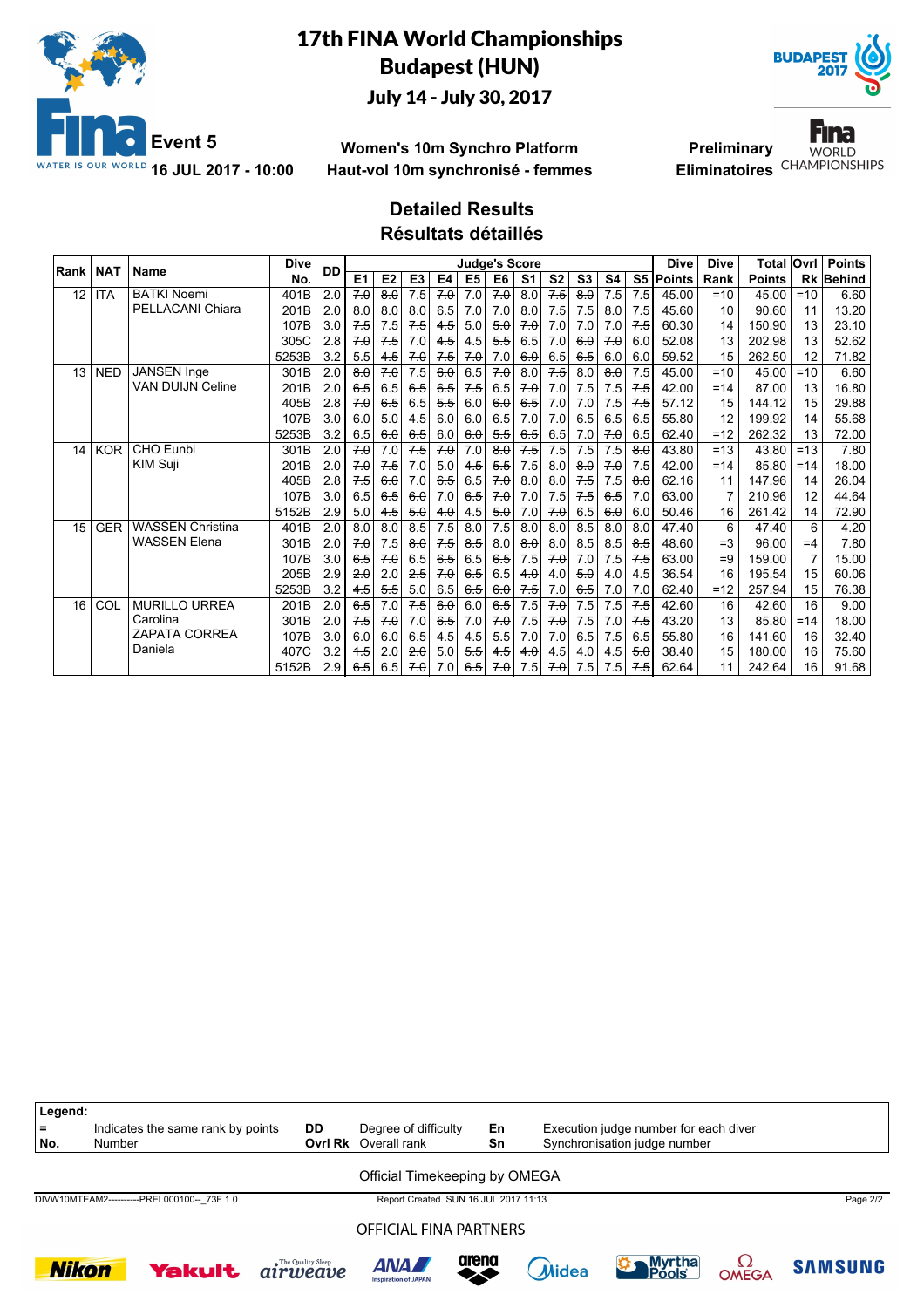# 17th FINA World Championships

## Budapest (HUN)

### July 14 - July 30, 2017

**Event 5** **16 JUL 2017 - 10:00**

**Women's 10m Synchro Platform**
**Haut-vol 10m synchronisé - femmes**

**Preliminary**
**Eliminatoires**

## Detailed Results
## Résultats détaillés

| Rank | NAT | Name | Dive No. | DD | E1 | E2 | E3 | E4 | E5 | E6 | S1 | S2 | S3 | S4 | S5 | Dive Points | Dive Rank | Total Points | Ovrl Rk | Points Behind |
|---|---|---|---|---|---|---|---|---|---|---|---|---|---|---|---|---|---|---|---|---|
| 12 | ITA | BATKI Noemi PELLACANI Chiara | 401B | 2.0 | ~~7.0~~ | ~~8.0~~ | 7.5 | ~~7.0~~ | 7.0 | ~~7.0~~ | 8.0 | ~~7.5~~ | ~~8.0~~ | 7.5 | 7.5 | 45.00 | =10 | 45.00 | =10 | 6.60 |
| | | | 201B | 2.0 | ~~8.0~~ | 8.0 | ~~8.0~~ | ~~6.5~~ | 7.0 | ~~7.0~~ | 8.0 | ~~7.5~~ | 7.5 | ~~8.0~~ | 7.5 | 45.60 | 10 | 90.60 | 11 | 13.20 |
| | | | 107B | 3.0 | ~~7.5~~ | 7.5 | ~~7.5~~ | ~~4.5~~ | 5.0 | ~~5.0~~ | ~~7.0~~ | 7.0 | 7.0 | 7.0 | ~~7.5~~ | 60.30 | 14 | 150.90 | 13 | 23.10 |
| | | | 305C | 2.8 | ~~7.0~~ | ~~7.5~~ | 7.0 | ~~4.5~~ | 4.5 | ~~5.5~~ | 6.5 | 7.0 | ~~6.0~~ | ~~7.0~~ | 6.0 | 52.08 | 13 | 202.98 | 13 | 52.62 |
| | | | 5253B | 3.2 | 5.5 | ~~4.5~~ | ~~7.0~~ | ~~7.5~~ | ~~7.0~~ | 7.0 | ~~6.0~~ | 6.5 | ~~6.5~~ | 6.0 | 6.0 | 59.52 | 15 | 262.50 | 12 | 71.82 |
| 13 | NED | JANSEN Inge VAN DUIJN Celine | 301B | 2.0 | ~~8.0~~ | ~~7.0~~ | 7.5 | ~~6.0~~ | 6.5 | ~~7.0~~ | 8.0 | ~~7.5~~ | 8.0 | ~~8.0~~ | 7.5 | 45.00 | =10 | 45.00 | =10 | 6.60 |
| | | | 201B | 2.0 | ~~6.5~~ | 6.5 | ~~6.5~~ | ~~6.5~~ | ~~7.5~~ | 6.5 | ~~7.0~~ | 7.0 | 7.5 | 7.5 | ~~7.5~~ | 42.00 | =14 | 87.00 | 13 | 16.80 |
| | | | 405B | 2.8 | ~~7.0~~ | ~~6.5~~ | 6.5 | ~~5.5~~ | 6.0 | ~~6.0~~ | ~~6.5~~ | 7.0 | 7.0 | 7.5 | ~~7.5~~ | 57.12 | 15 | 144.12 | 15 | 29.88 |
| | | | 107B | 3.0 | ~~6.0~~ | 5.0 | ~~4.5~~ | ~~6.0~~ | 6.0 | ~~6.5~~ | 7.0 | ~~7.0~~ | ~~6.5~~ | 6.5 | 6.5 | 55.80 | 12 | 199.92 | 14 | 55.68 |
| | | | 5253B | 3.2 | 6.5 | ~~6.0~~ | ~~6.5~~ | 6.0 | ~~6.0~~ | ~~5.5~~ | ~~6.5~~ | 6.5 | 7.0 | ~~7.0~~ | 6.5 | 62.40 | =12 | 262.32 | 13 | 72.00 |
| 14 | KOR | CHO Eunbi KIM Suji | 301B | 2.0 | ~~7.0~~ | 7.0 | ~~7.5~~ | ~~7.0~~ | 7.0 | ~~8.0~~ | ~~7.5~~ | 7.5 | 7.5 | 7.5 | ~~8.0~~ | 43.80 | =13 | 43.80 | =13 | 7.80 |
| | | | 201B | 2.0 | ~~7.0~~ | ~~7.5~~ | 7.0 | 5.0 | ~~4.5~~ | ~~5.5~~ | 7.5 | 8.0 | ~~8.0~~ | ~~7.0~~ | 7.5 | 42.00 | =14 | 85.80 | =14 | 18.00 |
| | | | 405B | 2.8 | ~~7.5~~ | ~~6.0~~ | 7.0 | ~~6.5~~ | 6.5 | ~~7.0~~ | 8.0 | 8.0 | ~~7.5~~ | 7.5 | ~~8.0~~ | 62.16 | 11 | 147.96 | 14 | 26.04 |
| | | | 107B | 3.0 | 6.5 | ~~6.5~~ | ~~6.0~~ | 7.0 | ~~6.5~~ | ~~7.0~~ | 7.0 | 7.5 | ~~7.5~~ | ~~6.5~~ | 7.0 | 63.00 | 7 | 210.96 | 12 | 44.64 |
| | | | 5152B | 2.9 | 5.0 | ~~4.5~~ | ~~5.0~~ | ~~4.0~~ | 4.5 | ~~5.0~~ | 7.0 | ~~7.0~~ | 6.5 | ~~6.0~~ | 6.0 | 50.46 | 16 | 261.42 | 14 | 72.90 |
| 15 | GER | WASSEN Christina WASSEN Elena | 401B | 2.0 | ~~8.0~~ | 8.0 | ~~8.5~~ | ~~7.5~~ | ~~8.0~~ | 7.5 | ~~8.0~~ | 8.0 | ~~8.5~~ | 8.0 | 8.0 | 47.40 | 6 | 47.40 | 6 | 4.20 |
| | | | 301B | 2.0 | ~~7.0~~ | 7.5 | ~~8.0~~ | ~~7.5~~ | ~~8.5~~ | 8.0 | ~~8.0~~ | 8.0 | 8.5 | 8.5 | ~~8.5~~ | 48.60 | =3 | 96.00 | =4 | 7.80 |
| | | | 107B | 3.0 | ~~6.5~~ | ~~7.0~~ | 6.5 | ~~6.5~~ | 6.5 | ~~6.5~~ | 7.5 | ~~7.0~~ | 7.0 | 7.5 | ~~7.5~~ | 63.00 | =9 | 159.00 | 7 | 15.00 |
| | | | 205B | 2.9 | ~~2.0~~ | 2.0 | ~~2.5~~ | ~~7.0~~ | ~~6.5~~ | 6.5 | ~~4.0~~ | 4.0 | ~~5.0~~ | 4.0 | 4.5 | 36.54 | 16 | 195.54 | 15 | 60.06 |
| | | | 5253B | 3.2 | ~~4.5~~ | ~~5.5~~ | 5.0 | 6.5 | ~~6.5~~ | ~~6.0~~ | ~~7.5~~ | 7.0 | ~~6.5~~ | 7.0 | 7.0 | 62.40 | =12 | 257.94 | 15 | 76.38 |
| 16 | COL | MURILLO URREA Carolina ZAPATA CORREA Daniela | 201B | 2.0 | ~~6.5~~ | 7.0 | ~~7.5~~ | ~~6.0~~ | 6.0 | ~~6.5~~ | 7.5 | ~~7.0~~ | 7.5 | 7.5 | ~~7.5~~ | 42.60 | 16 | 42.60 | 16 | 9.00 |
| | | | 301B | 2.0 | ~~7.5~~ | ~~7.0~~ | 7.0 | ~~6.5~~ | 7.0 | ~~7.0~~ | 7.5 | ~~7.0~~ | 7.5 | 7.0 | ~~7.5~~ | 43.20 | 13 | 85.80 | =14 | 18.00 |
| | | | 107B | 3.0 | ~~6.0~~ | 6.0 | ~~6.5~~ | ~~4.5~~ | 4.5 | ~~5.5~~ | 7.0 | 7.0 | ~~6.5~~ | ~~7.5~~ | 6.5 | 55.80 | 16 | 141.60 | 16 | 32.40 |
| | | | 407C | 3.2 | ~~1.5~~ | 2.0 | ~~2.0~~ | 5.0 | ~~5.5~~ | ~~4.5~~ | ~~4.0~~ | 4.5 | 4.0 | 4.5 | ~~5.0~~ | 38.40 | 15 | 180.00 | 16 | 75.60 |
| | | | 5152B | 2.9 | ~~6.5~~ | 6.5 | ~~7.0~~ | 7.0 | ~~6.5~~ | ~~7.0~~ | 7.5 | ~~7.0~~ | 7.5 | 7.5 | ~~7.5~~ | 62.64 | 11 | 242.64 | 16 | 91.68 |

**Legend:**

| | | | | | |
|---|---|---|---|---|---|
| = | Indicates the same rank by points | DD | Degree of difficulty | En | Execution judge number for each diver |
| No. | Number | Ovrl Rk | Overall rank | Sn | Synchronisation judge number |

Official Timekeeping by OMEGA

DIVW10MTEAM2----------PREL000100--_73F 1.0 Report Created SUN 16 JUL 2017 11:13

OFFICIAL FINA PARTNERS

Nikon Yakult airweave ANA arena Midea Myrtha Pools OMEGA SAMSUNG